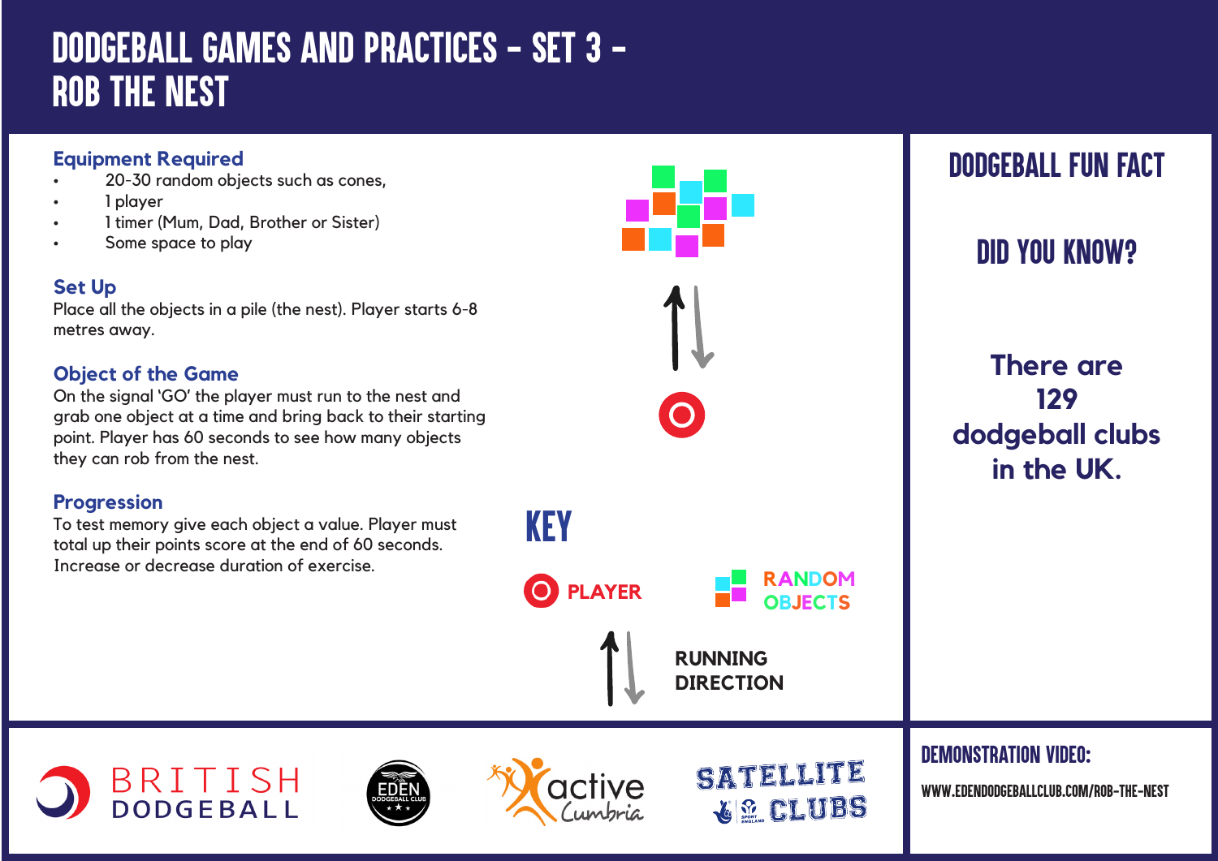# DODGEBALL GAMES AND PRACTICES - SET 3 - ROB THE NEST

### Equipment Required

- 20-30 random objects such as cones,
- 1 player
- 1 timer (Mum, Dad, Brother or Sister)
- Some space to play

### Set Up

Place all the objects in a pile (the nest). Player starts 6-8 metres away.

### Object of the Game

On the signal 'GO' the player must run to the nest and grab one object at a time and bring back to their starting point. Player has 60 seconds to see how many objects they can rob from the nest.

### Progression

To test memory give each object a value. Player must total up their points score at the end of 60 seconds. Increase or decrease duration of exercise.

## KEY

PLAYER

RANDOM OBJECTS

RUNNING DIRECTION

## DODGEBALL FUN FACT

## DID YOU KNOW?

There are 129 dodgeball clubs in the UK.

### DEMONSTRATION VIDEO:

WWW.EDENDODGEBALLCLUB.COM/ROB-THE-NEST

BRITISH DODGEBALL

EDEN DODGEBALL CLUB

active Cumbria

SATELLITE CLUBS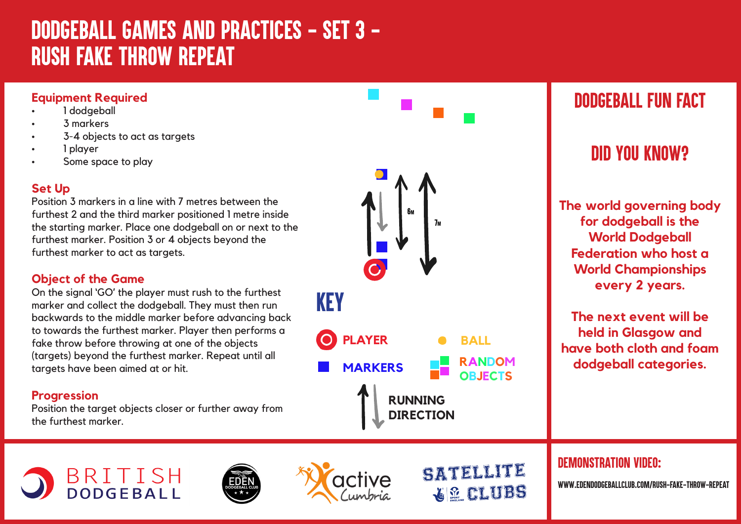# DODGEBALL GAMES AND PRACTICES - SET 3 - RUSH FAKE THROW REPEAT

### Equipment Required

- 1 dodgeball
- 3 markers
- 3-4 objects to act as targets
- 1 player
- Some space to play

### Set Up

Position 3 markers in a line with 7 metres between the furthest 2 and the third marker positioned 1 metre inside the starting marker. Place one dodgeball on or next to the furthest marker. Position 3 or 4 objects beyond the furthest marker to act as targets.

### Object of the Game

On the signal 'GO' the player must rush to the furthest marker and collect the dodgeball. They must then run backwards to the middle marker before advancing back to towards the furthest marker. Player then performs a fake throw before throwing at one of the objects (targets) beyond the furthest marker. Repeat until all targets have been aimed at or hit.

### Progression

Position the target objects closer or further away from the furthest marker.

6M

7M

## KEY

PLAYER

BALL

MARKERS

RANDOM OBJECTS

RUNNING DIRECTION

## DODGEBALL FUN FACT

## DID YOU KNOW?

**The world governing body for dodgeball is the World Dodgeball Federation who host a World Championships every 2 years.**

**The next event will be held in Glasgow and have both cloth and foam dodgeball categories.**

BRITISH DODGEBALL

EDEN DODGEBALL CLUB

active Cumbria

SATELLITE CLUBS

### DEMONSTRATION VIDEO:

WWW.EDENDODGEBALLCLUB.COM/RUSH-FAKE-THROW-REPEAT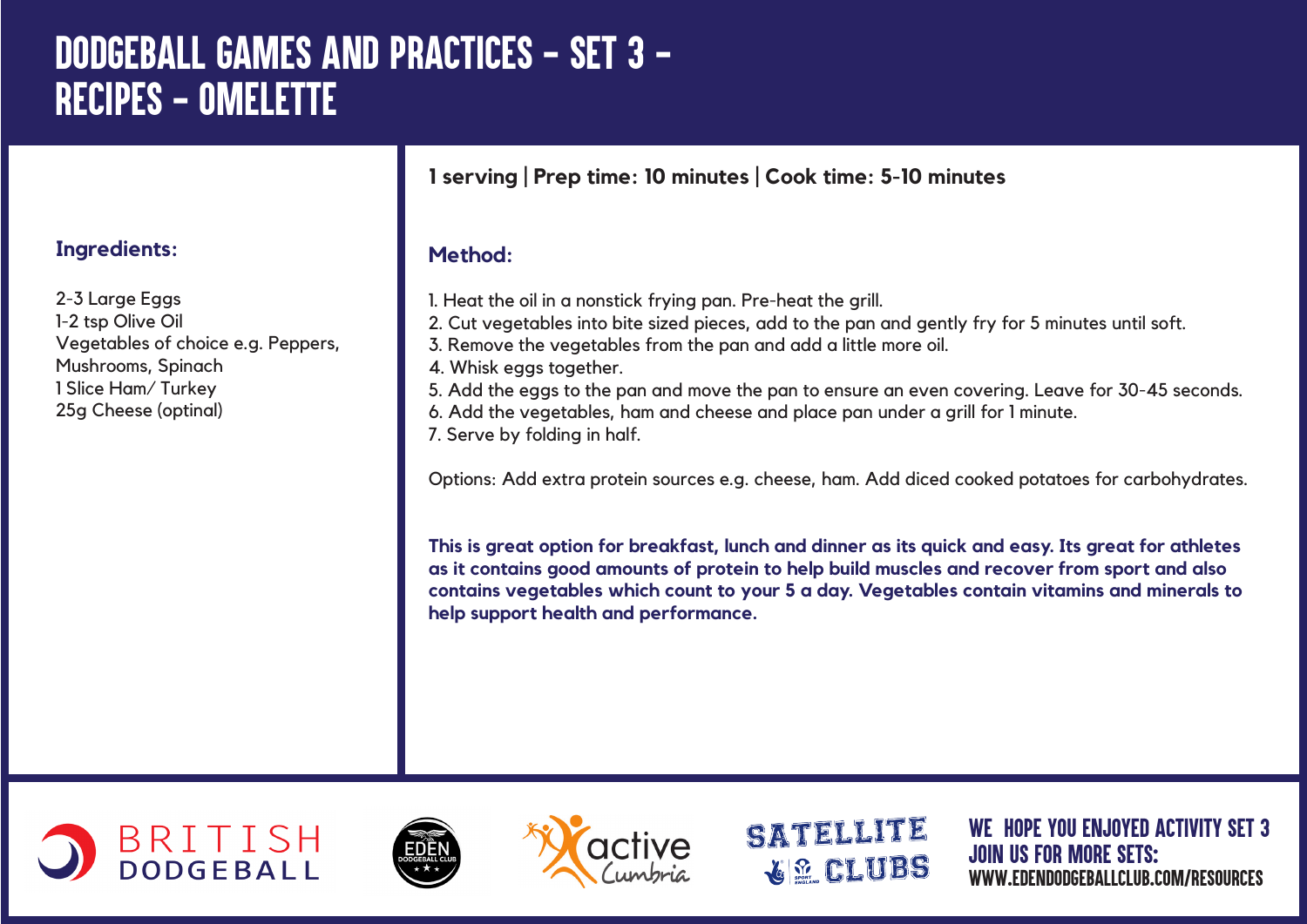# DODGEBALL GAMES AND PRACTICES - SET 3 - RECIPES - OMELETTE

**1 serving | Prep time: 10 minutes | Cook time: 5-10 minutes**

## Ingredients:

2-3 Large Eggs
1-2 tsp Olive Oil
Vegetables of choice e.g. Peppers, Mushrooms, Spinach
1 Slice Ham/ Turkey
25g Cheese (optional)

## Method:

1. Heat the oil in a nonstick frying pan. Pre-heat the grill.
2. Cut vegetables into bite sized pieces, add to the pan and gently fry for 5 minutes until soft.
3. Remove the vegetables from the pan and add a little more oil.
4. Whisk eggs together.
5. Add the eggs to the pan and move the pan to ensure an even covering. Leave for 30-45 seconds.
6. Add the vegetables, ham and cheese and place pan under a grill for 1 minute.
7. Serve by folding in half.

Options: Add extra protein sources e.g. cheese, ham. Add diced cooked potatoes for carbohydrates.

**This is great option for breakfast, lunch and dinner as its quick and easy. Its great for athletes as it contains good amounts of protein to help build muscles and recover from sport and also contains vegetables which count to your 5 a day. Vegetables contain vitamins and minerals to help support health and performance.**

BRITISH DODGEBALL

EDEN DODGEBALL CLUB

active Cumbria

SATELLITE CLUBS

WE HOPE YOU ENJOYED ACTIVITY SET 3
JOIN US FOR MORE SETS:
WWW.EDENDODGEBALLCLUB.COM/RESOURCES